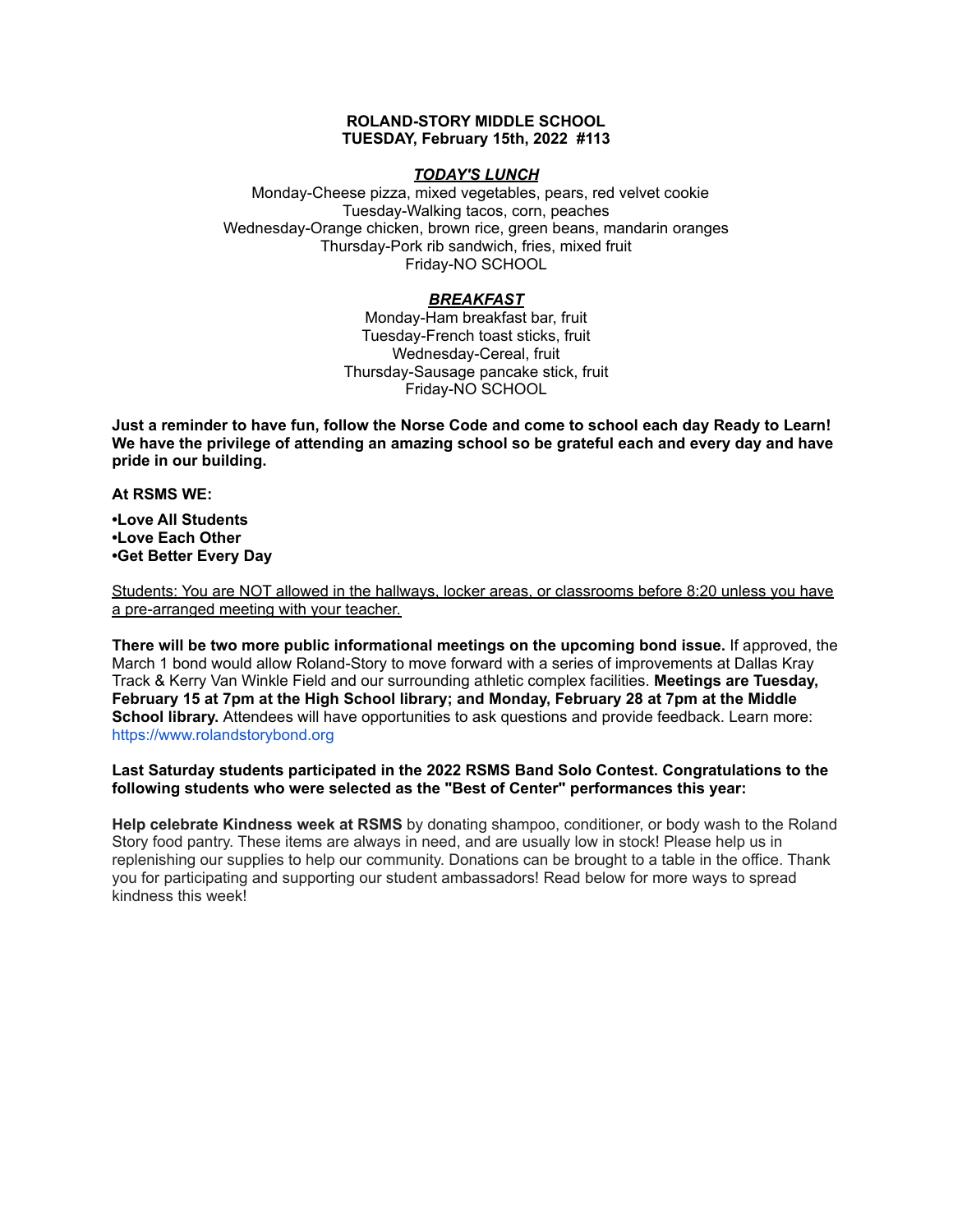**ROLAND-STORY MIDDLE SCHOOL**
**TUESDAY, February 15th, 2022 #113**

***TODAY'S LUNCH***

Monday-Cheese pizza, mixed vegetables, pears, red velvet cookie
Tuesday-Walking tacos, corn, peaches
Wednesday-Orange chicken, brown rice, green beans, mandarin oranges
Thursday-Pork rib sandwich, fries, mixed fruit
Friday-NO SCHOOL

***BREAKFAST***

Monday-Ham breakfast bar, fruit
Tuesday-French toast sticks, fruit
Wednesday-Cereal, fruit
Thursday-Sausage pancake stick, fruit
Friday-NO SCHOOL

**Just a reminder to have fun, follow the Norse Code and come to school each day Ready to Learn! We have the privilege of attending an amazing school so be grateful each and every day and have pride in our building.**

**At RSMS WE:**

**•Love All Students**
**•Love Each Other**
**•Get Better Every Day**

<u>Students: You are NOT allowed in the hallways, locker areas, or classrooms before 8:20 unless you have a pre-arranged meeting with your teacher.</u>

**There will be two more public informational meetings on the upcoming bond issue.** If approved, the March 1 bond would allow Roland-Story to move forward with a series of improvements at Dallas Kray Track & Kerry Van Winkle Field and our surrounding athletic complex facilities. **Meetings are Tuesday, February 15 at 7pm at the High School library; and Monday, February 28 at 7pm at the Middle School library.** Attendees will have opportunities to ask questions and provide feedback. Learn more: https://www.rolandstorybond.org

**Last Saturday students participated in the 2022 RSMS Band Solo Contest. Congratulations to the following students who were selected as the "Best of Center" performances this year:**

**Help celebrate Kindness week at RSMS** by donating shampoo, conditioner, or body wash to the Roland Story food pantry. These items are always in need, and are usually low in stock! Please help us in replenishing our supplies to help our community. Donations can be brought to a table in the office. Thank you for participating and supporting our student ambassadors! Read below for more ways to spread kindness this week!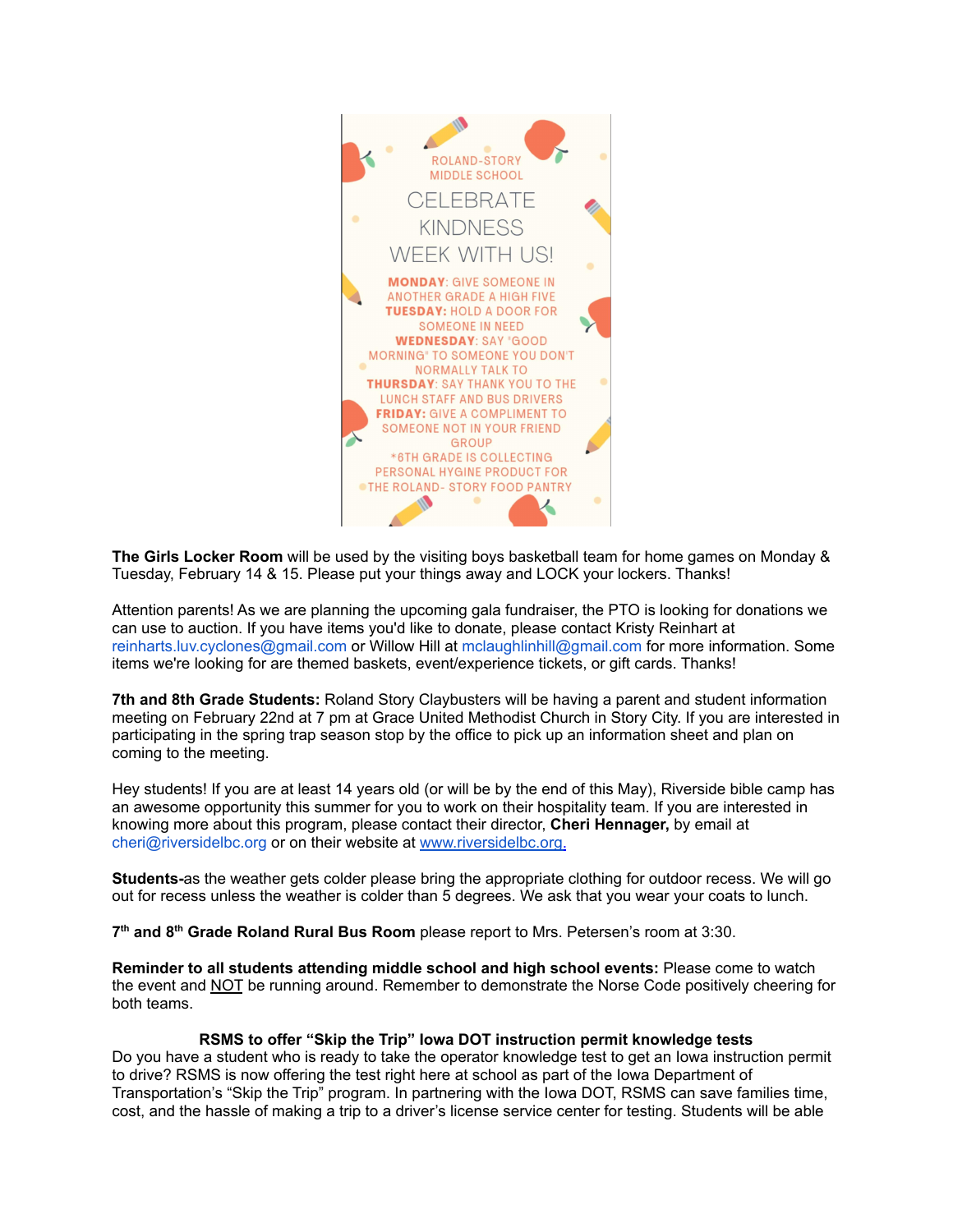ROLAND-STORY MIDDLE SCHOOL

CELEBRATE KINDNESS WEEK WITH US!

**MONDAY**: GIVE SOMEONE IN ANOTHER GRADE A HIGH FIVE
**TUESDAY:** HOLD A DOOR FOR SOMEONE IN NEED
**WEDNESDAY**: SAY "GOOD MORNING" TO SOMEONE YOU DON'T NORMALLY TALK TO
**THURSDAY**: SAY THANK YOU TO THE LUNCH STAFF AND BUS DRIVERS
**FRIDAY:** GIVE A COMPLIMENT TO SOMEONE NOT IN YOUR FRIEND GROUP
*6TH GRADE IS COLLECTING PERSONAL HYGINE PRODUCT FOR THE ROLAND- STORY FOOD PANTRY

**The Girls Locker Room** will be used by the visiting boys basketball team for home games on Monday & Tuesday, February 14 & 15. Please put your things away and LOCK your lockers. Thanks!

Attention parents! As we are planning the upcoming gala fundraiser, the PTO is looking for donations we can use to auction. If you have items you'd like to donate, please contact Kristy Reinhart at reinharts.luv.cyclones@gmail.com or Willow Hill at mclaughlinhill@gmail.com for more information. Some items we're looking for are themed baskets, event/experience tickets, or gift cards. Thanks!

**7th and 8th Grade Students:** Roland Story Claybusters will be having a parent and student information meeting on February 22nd at 7 pm at Grace United Methodist Church in Story City. If you are interested in participating in the spring trap season stop by the office to pick up an information sheet and plan on coming to the meeting.

Hey students! If you are at least 14 years old (or will be by the end of this May), Riverside bible camp has an awesome opportunity this summer for you to work on their hospitality team. If you are interested in knowing more about this program, please contact their director, **Cheri Hennager,** by email at cheri@riversidelbc.org or on their website at www.riversidelbc.org.

**Students-**as the weather gets colder please bring the appropriate clothing for outdoor recess. We will go out for recess unless the weather is colder than 5 degrees. We ask that you wear your coats to lunch.

**7th and 8th Grade Roland Rural Bus Room** please report to Mrs. Petersen's room at 3:30.

**Reminder to all students attending middle school and high school events:** Please come to watch the event and NOT be running around. Remember to demonstrate the Norse Code positively cheering for both teams.

**RSMS to offer "Skip the Trip" Iowa DOT instruction permit knowledge tests**

Do you have a student who is ready to take the operator knowledge test to get an Iowa instruction permit to drive? RSMS is now offering the test right here at school as part of the Iowa Department of Transportation's "Skip the Trip" program. In partnering with the Iowa DOT, RSMS can save families time, cost, and the hassle of making a trip to a driver's license service center for testing. Students will be able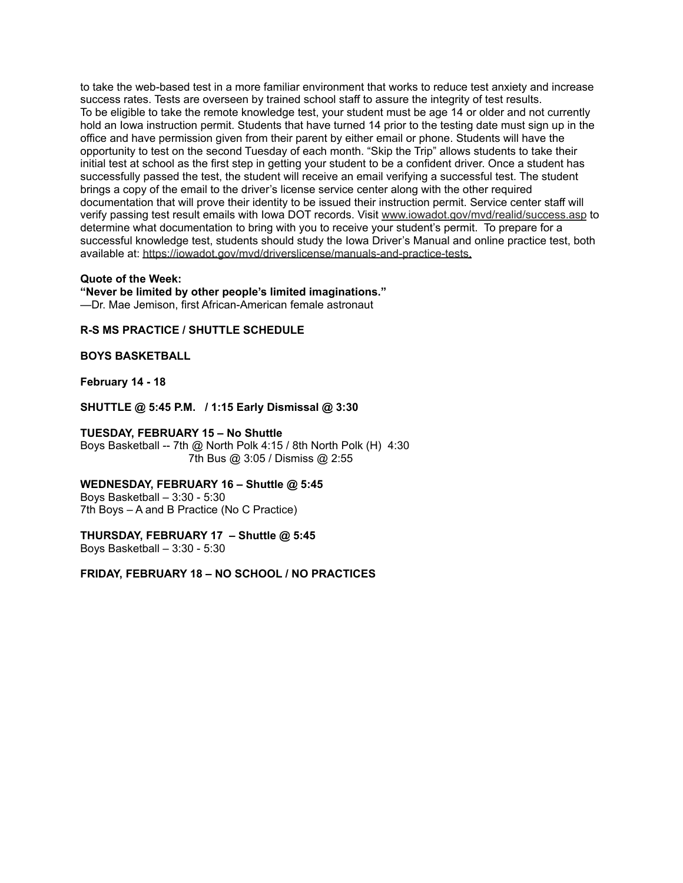to take the web-based test in a more familiar environment that works to reduce test anxiety and increase success rates. Tests are overseen by trained school staff to assure the integrity of test results.
To be eligible to take the remote knowledge test, your student must be age 14 or older and not currently hold an Iowa instruction permit. Students that have turned 14 prior to the testing date must sign up in the office and have permission given from their parent by either email or phone. Students will have the opportunity to test on the second Tuesday of each month. "Skip the Trip" allows students to take their initial test at school as the first step in getting your student to be a confident driver. Once a student has successfully passed the test, the student will receive an email verifying a successful test. The student brings a copy of the email to the driver's license service center along with the other required documentation that will prove their identity to be issued their instruction permit. Service center staff will verify passing test result emails with Iowa DOT records. Visit www.iowadot.gov/mvd/realid/success.asp to determine what documentation to bring with you to receive your student's permit. To prepare for a successful knowledge test, students should study the Iowa Driver's Manual and online practice test, both available at: https://iowadot.gov/mvd/driverslicense/manuals-and-practice-tests.

**Quote of the Week:**
**"Never be limited by other people's limited imaginations."**
—Dr. Mae Jemison, first African-American female astronaut

**R-S MS PRACTICE / SHUTTLE SCHEDULE**

**BOYS BASKETBALL**

**February 14 - 18**

**SHUTTLE @ 5:45 P.M. / 1:15 Early Dismissal @ 3:30**

**TUESDAY, FEBRUARY 15 – No Shuttle**
Boys Basketball -- 7th @ North Polk 4:15 / 8th North Polk (H) 4:30
7th Bus @ 3:05 / Dismiss @ 2:55

**WEDNESDAY, FEBRUARY 16 – Shuttle @ 5:45**
Boys Basketball – 3:30 - 5:30
7th Boys – A and B Practice (No C Practice)

**THURSDAY, FEBRUARY 17 – Shuttle @ 5:45**
Boys Basketball – 3:30 - 5:30

**FRIDAY, FEBRUARY 18 – NO SCHOOL / NO PRACTICES**